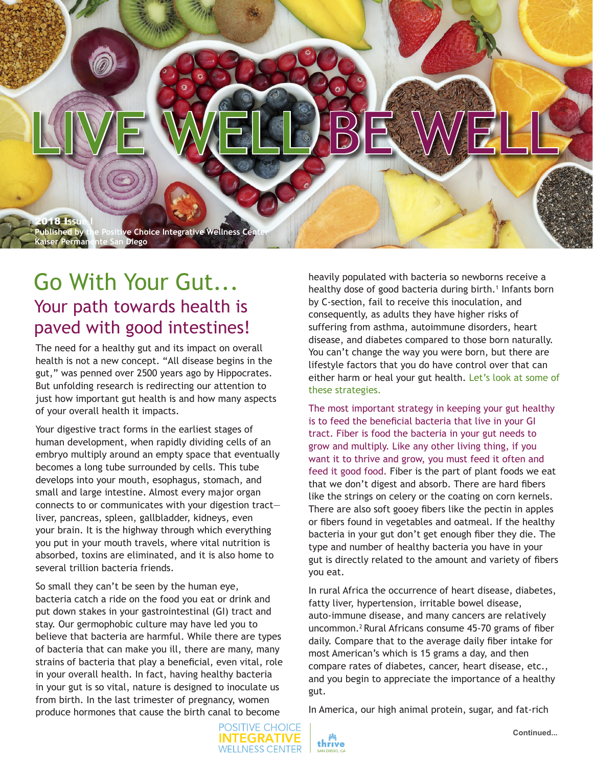# LIVE WELL BE WELL

**2018 Issue I**
**Published by the Positive Choice Integrative Wellness Center**
**Kaiser Permanente San Diego**

## Go With Your Gut...

### Your path towards health is paved with good intestines!

The need for a healthy gut and its impact on overall health is not a new concept. "All disease begins in the gut," was penned over 2500 years ago by Hippocrates. But unfolding research is redirecting our attention to just how important gut health is and how many aspects of your overall health it impacts.

Your digestive tract forms in the earliest stages of human development, when rapidly dividing cells of an embryo multiply around an empty space that eventually becomes a long tube surrounded by cells. This tube develops into your mouth, esophagus, stomach, and small and large intestine. Almost every major organ connects to or communicates with your digestion tract—liver, pancreas, spleen, gallbladder, kidneys, even your brain. It is the highway through which everything you put in your mouth travels, where vital nutrition is absorbed, toxins are eliminated, and it is also home to several trillion bacteria friends.

So small they can't be seen by the human eye, bacteria catch a ride on the food you eat or drink and put down stakes in your gastrointestinal (GI) tract and stay. Our germophobic culture may have led you to believe that bacteria are harmful. While there are types of bacteria that can make you ill, there are many, many strains of bacteria that play a beneficial, even vital, role in your overall health. In fact, having healthy bacteria in your gut is so vital, nature is designed to inoculate us from birth. In the last trimester of pregnancy, women produce hormones that cause the birth canal to become heavily populated with bacteria so newborns receive a healthy dose of good bacteria during birth.[1] Infants born by C-section, fail to receive this inoculation, and consequently, as adults they have higher risks of suffering from asthma, autoimmune disorders, heart disease, and diabetes compared to those born naturally. You can't change the way you were born, but there are lifestyle factors that you do have control over that can either harm or heal your gut health. Let's look at some of these strategies.

The most important strategy in keeping your gut healthy is to feed the beneficial bacteria that live in your GI tract. Fiber is food the bacteria in your gut needs to grow and multiply. Like any other living thing, if you want it to thrive and grow, you must feed it often and feed it good food. Fiber is the part of plant foods we eat that we don't digest and absorb. There are hard fibers like the strings on celery or the coating on corn kernels. There are also soft gooey fibers like the pectin in apples or fibers found in vegetables and oatmeal. If the healthy bacteria in your gut don't get enough fiber they die. The type and number of healthy bacteria you have in your gut is directly related to the amount and variety of fibers you eat.

In rural Africa the occurrence of heart disease, diabetes, fatty liver, hypertension, irritable bowel disease, auto-immune disease, and many cancers are relatively uncommon.[2] Rural Africans consume 45-70 grams of fiber daily. Compare that to the average daily fiber intake for most American's which is 15 grams a day, and then compare rates of diabetes, cancer, heart disease, etc., and you begin to appreciate the importance of a healthy gut.

In America, our high animal protein, sugar, and fat-rich

Continued...

POSITIVE CHOICE INTEGRATIVE WELLNESS CENTER | thrive SAN DIEGO, CA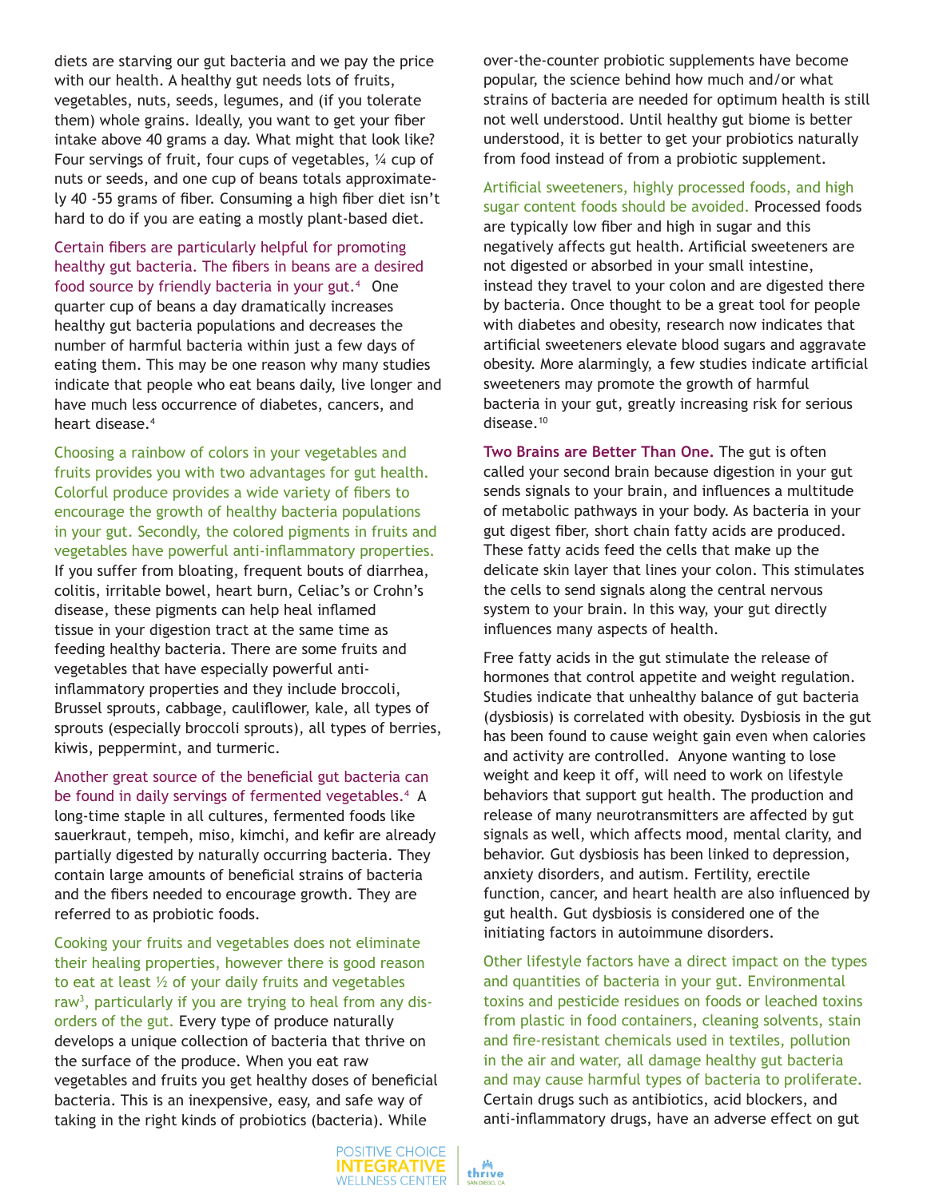diets are starving our gut bacteria and we pay the price with our health. A healthy gut needs lots of fruits, vegetables, nuts, seeds, legumes, and (if you tolerate them) whole grains. Ideally, you want to get your fiber intake above 40 grams a day. What might that look like? Four servings of fruit, four cups of vegetables, ¼ cup of nuts or seeds, and one cup of beans totals approximately 40 -55 grams of fiber. Consuming a high fiber diet isn't hard to do if you are eating a mostly plant-based diet.

Certain fibers are particularly helpful for promoting healthy gut bacteria. The fibers in beans are a desired food source by friendly bacteria in your gut.[4] One quarter cup of beans a day dramatically increases healthy gut bacteria populations and decreases the number of harmful bacteria within just a few days of eating them. This may be one reason why many studies indicate that people who eat beans daily, live longer and have much less occurrence of diabetes, cancers, and heart disease.[4]

Choosing a rainbow of colors in your vegetables and fruits provides you with two advantages for gut health. Colorful produce provides a wide variety of fibers to encourage the growth of healthy bacteria populations in your gut. Secondly, the colored pigments in fruits and vegetables have powerful anti-inflammatory properties. If you suffer from bloating, frequent bouts of diarrhea, colitis, irritable bowel, heart burn, Celiac's or Crohn's disease, these pigments can help heal inflamed tissue in your digestion tract at the same time as feeding healthy bacteria. There are some fruits and vegetables that have especially powerful anti-inflammatory properties and they include broccoli, Brussel sprouts, cabbage, cauliflower, kale, all types of sprouts (especially broccoli sprouts), all types of berries, kiwis, peppermint, and turmeric.

Another great source of the beneficial gut bacteria can be found in daily servings of fermented vegetables.[4] A long-time staple in all cultures, fermented foods like sauerkraut, tempeh, miso, kimchi, and kefir are already partially digested by naturally occurring bacteria. They contain large amounts of beneficial strains of bacteria and the fibers needed to encourage growth. They are referred to as probiotic foods.

Cooking your fruits and vegetables does not eliminate their healing properties, however there is good reason to eat at least ½ of your daily fruits and vegetables raw[3], particularly if you are trying to heal from any disorders of the gut. Every type of produce naturally develops a unique collection of bacteria that thrive on the surface of the produce. When you eat raw vegetables and fruits you get healthy doses of beneficial bacteria. This is an inexpensive, easy, and safe way of taking in the right kinds of probiotics (bacteria). While over-the-counter probiotic supplements have become popular, the science behind how much and/or what strains of bacteria are needed for optimum health is still not well understood. Until healthy gut biome is better understood, it is better to get your probiotics naturally from food instead of from a probiotic supplement.

Artificial sweeteners, highly processed foods, and high sugar content foods should be avoided. Processed foods are typically low fiber and high in sugar and this negatively affects gut health. Artificial sweeteners are not digested or absorbed in your small intestine, instead they travel to your colon and are digested there by bacteria. Once thought to be a great tool for people with diabetes and obesity, research now indicates that artificial sweeteners elevate blood sugars and aggravate obesity. More alarmingly, a few studies indicate artificial sweeteners may promote the growth of harmful bacteria in your gut, greatly increasing risk for serious disease.[10]

**Two Brains are Better Than One.** The gut is often called your second brain because digestion in your gut sends signals to your brain, and influences a multitude of metabolic pathways in your body. As bacteria in your gut digest fiber, short chain fatty acids are produced. These fatty acids feed the cells that make up the delicate skin layer that lines your colon. This stimulates the cells to send signals along the central nervous system to your brain. In this way, your gut directly influences many aspects of health.

Free fatty acids in the gut stimulate the release of hormones that control appetite and weight regulation. Studies indicate that unhealthy balance of gut bacteria (dysbiosis) is correlated with obesity. Dysbiosis in the gut has been found to cause weight gain even when calories and activity are controlled. Anyone wanting to lose weight and keep it off, will need to work on lifestyle behaviors that support gut health. The production and release of many neurotransmitters are affected by gut signals as well, which affects mood, mental clarity, and behavior. Gut dysbiosis has been linked to depression, anxiety disorders, and autism. Fertility, erectile function, cancer, and heart health are also influenced by gut health. Gut dysbiosis is considered one of the initiating factors in autoimmune disorders.

Other lifestyle factors have a direct impact on the types and quantities of bacteria in your gut. Environmental toxins and pesticide residues on foods or leached toxins from plastic in food containers, cleaning solvents, stain and fire-resistant chemicals used in textiles, pollution in the air and water, all damage healthy gut bacteria and may cause harmful types of bacteria to proliferate. Certain drugs such as antibiotics, acid blockers, and anti-inflammatory drugs, have an adverse effect on gut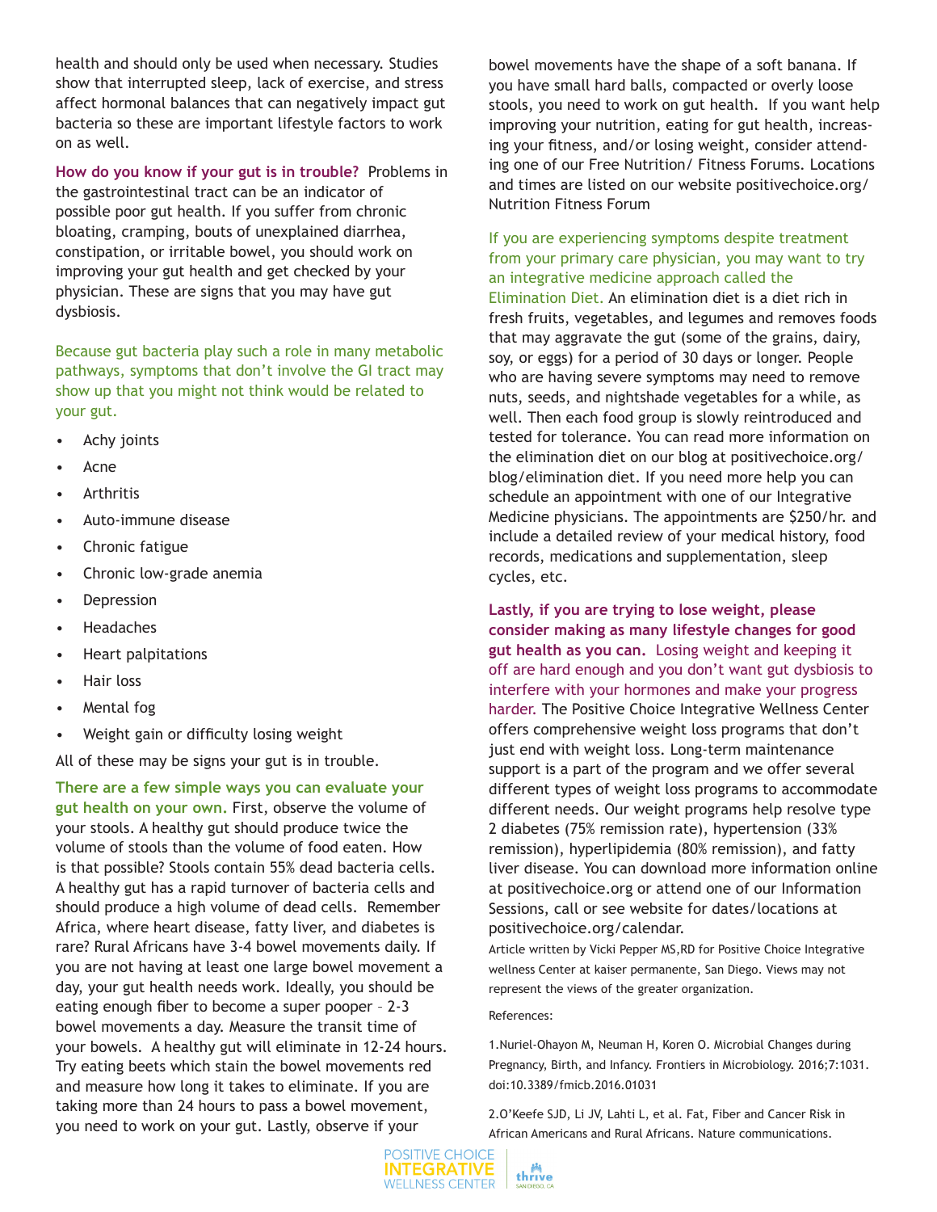health and should only be used when necessary. Studies show that interrupted sleep, lack of exercise, and stress affect hormonal balances that can negatively impact gut bacteria so these are important lifestyle factors to work on as well.

**How do you know if your gut is in trouble?** Problems in the gastrointestinal tract can be an indicator of possible poor gut health. If you suffer from chronic bloating, cramping, bouts of unexplained diarrhea, constipation, or irritable bowel, you should work on improving your gut health and get checked by your physician. These are signs that you may have gut dysbiosis.

Because gut bacteria play such a role in many metabolic pathways, symptoms that don't involve the GI tract may show up that you might not think would be related to your gut.

- Achy joints
- Acne
- Arthritis
- Auto-immune disease
- Chronic fatigue
- Chronic low-grade anemia
- Depression
- Headaches
- Heart palpitations
- Hair loss
- Mental fog
- Weight gain or difficulty losing weight

All of these may be signs your gut is in trouble.

**There are a few simple ways you can evaluate your gut health on your own.** First, observe the volume of your stools. A healthy gut should produce twice the volume of stools than the volume of food eaten. How is that possible? Stools contain 55% dead bacteria cells. A healthy gut has a rapid turnover of bacteria cells and should produce a high volume of dead cells. Remember Africa, where heart disease, fatty liver, and diabetes is rare? Rural Africans have 3-4 bowel movements daily. If you are not having at least one large bowel movement a day, your gut health needs work. Ideally, you should be eating enough fiber to become a super pooper – 2-3 bowel movements a day. Measure the transit time of your bowels. A healthy gut will eliminate in 12-24 hours. Try eating beets which stain the bowel movements red and measure how long it takes to eliminate. If you are taking more than 24 hours to pass a bowel movement, you need to work on your gut. Lastly, observe if your bowel movements have the shape of a soft banana. If you have small hard balls, compacted or overly loose stools, you need to work on gut health. If you want help improving your nutrition, eating for gut health, increasing your fitness, and/or losing weight, consider attending one of our Free Nutrition/ Fitness Forums. Locations and times are listed on our website positivechoice.org/ Nutrition Fitness Forum

If you are experiencing symptoms despite treatment from your primary care physician, you may want to try an integrative medicine approach called the Elimination Diet. An elimination diet is a diet rich in fresh fruits, vegetables, and legumes and removes foods that may aggravate the gut (some of the grains, dairy, soy, or eggs) for a period of 30 days or longer. People who are having severe symptoms may need to remove nuts, seeds, and nightshade vegetables for a while, as well. Then each food group is slowly reintroduced and tested for tolerance. You can read more information on the elimination diet on our blog at positivechoice.org/ blog/elimination diet. If you need more help you can schedule an appointment with one of our Integrative Medicine physicians. The appointments are $250/hr. and include a detailed review of your medical history, food records, medications and supplementation, sleep cycles, etc.

**Lastly, if you are trying to lose weight, please consider making as many lifestyle changes for good gut health as you can.** Losing weight and keeping it off are hard enough and you don't want gut dysbiosis to interfere with your hormones and make your progress harder. The Positive Choice Integrative Wellness Center offers comprehensive weight loss programs that don't just end with weight loss. Long-term maintenance support is a part of the program and we offer several different types of weight loss programs to accommodate different needs. Our weight programs help resolve type 2 diabetes (75% remission rate), hypertension (33% remission), hyperlipidemia (80% remission), and fatty liver disease. You can download more information online at positivechoice.org or attend one of our Information Sessions, call or see website for dates/locations at positivechoice.org/calendar.

Article written by Vicki Pepper MS,RD for Positive Choice Integrative wellness Center at kaiser permanente, San Diego. Views may not represent the views of the greater organization.

References:

1. Nuriel-Ohayon M, Neuman H, Koren O. Microbial Changes during Pregnancy, Birth, and Infancy. Frontiers in Microbiology. 2016;7:1031. doi:10.3389/fmicb.2016.01031

2. O'Keefe SJD, Li JV, Lahti L, et al. Fat, Fiber and Cancer Risk in African Americans and Rural Africans. Nature communications.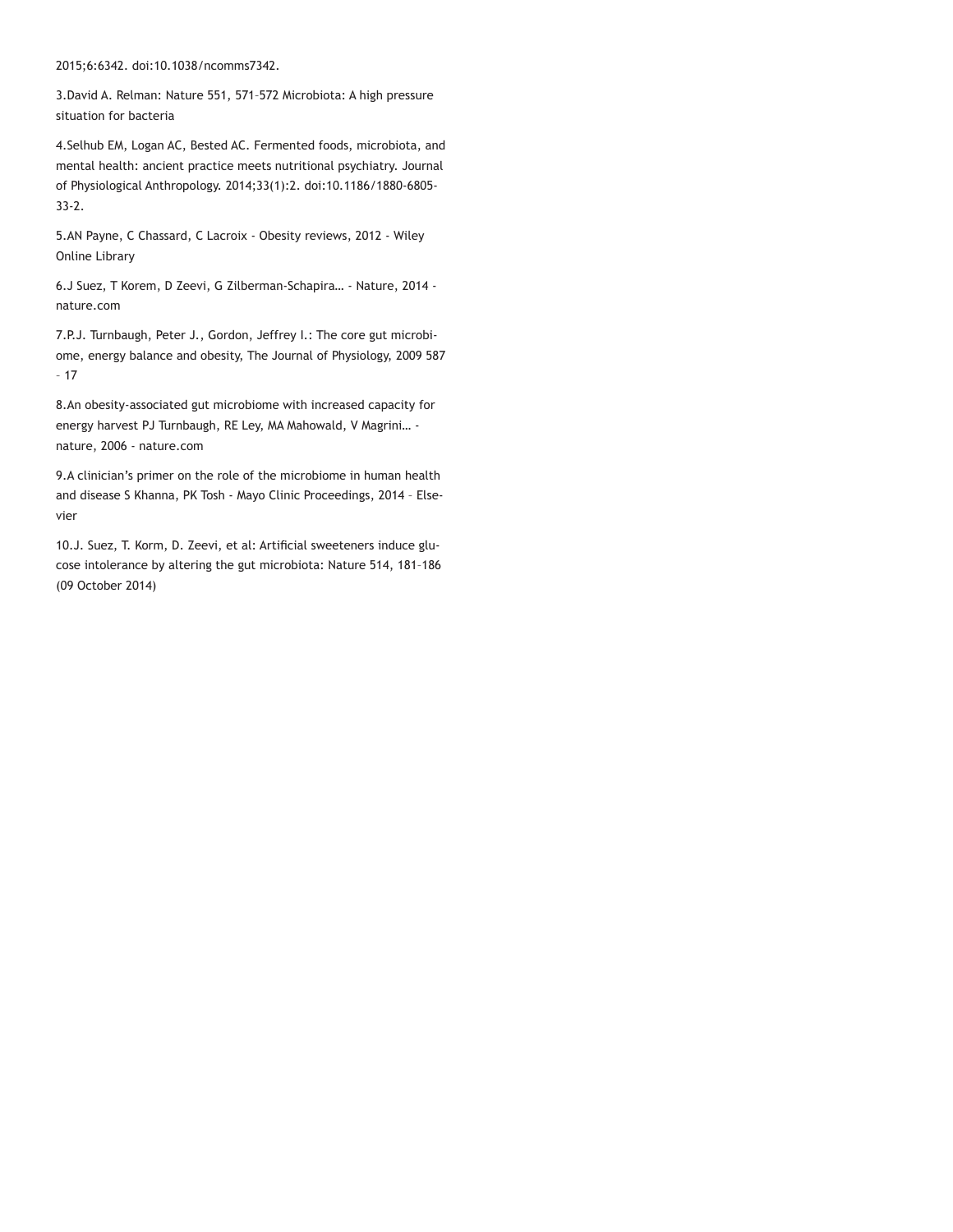2015;6:6342. doi:10.1038/ncomms7342.

3.David A. Relman: Nature 551, 571–572 Microbiota: A high pressure situation for bacteria

4.Selhub EM, Logan AC, Bested AC. Fermented foods, microbiota, and mental health: ancient practice meets nutritional psychiatry. Journal of Physiological Anthropology. 2014;33(1):2. doi:10.1186/1880-6805-33-2.

5.AN Payne, C Chassard, C Lacroix - Obesity reviews, 2012 - Wiley Online Library

6.J Suez, T Korem, D Zeevi, G Zilberman-Schapira… - Nature, 2014 - nature.com

7.P.J. Turnbaugh, Peter J., Gordon, Jeffrey I.: The core gut microbiome, energy balance and obesity, The Journal of Physiology, 2009 587 – 17

8.An obesity-associated gut microbiome with increased capacity for energy harvest PJ Turnbaugh, RE Ley, MA Mahowald, V Magrini… - nature, 2006 - nature.com

9.A clinician's primer on the role of the microbiome in human health and disease S Khanna, PK Tosh - Mayo Clinic Proceedings, 2014 – Elsevier

10.J. Suez, T. Korm, D. Zeevi, et al: Artificial sweeteners induce glucose intolerance by altering the gut microbiota: Nature 514, 181–186 (09 October 2014)